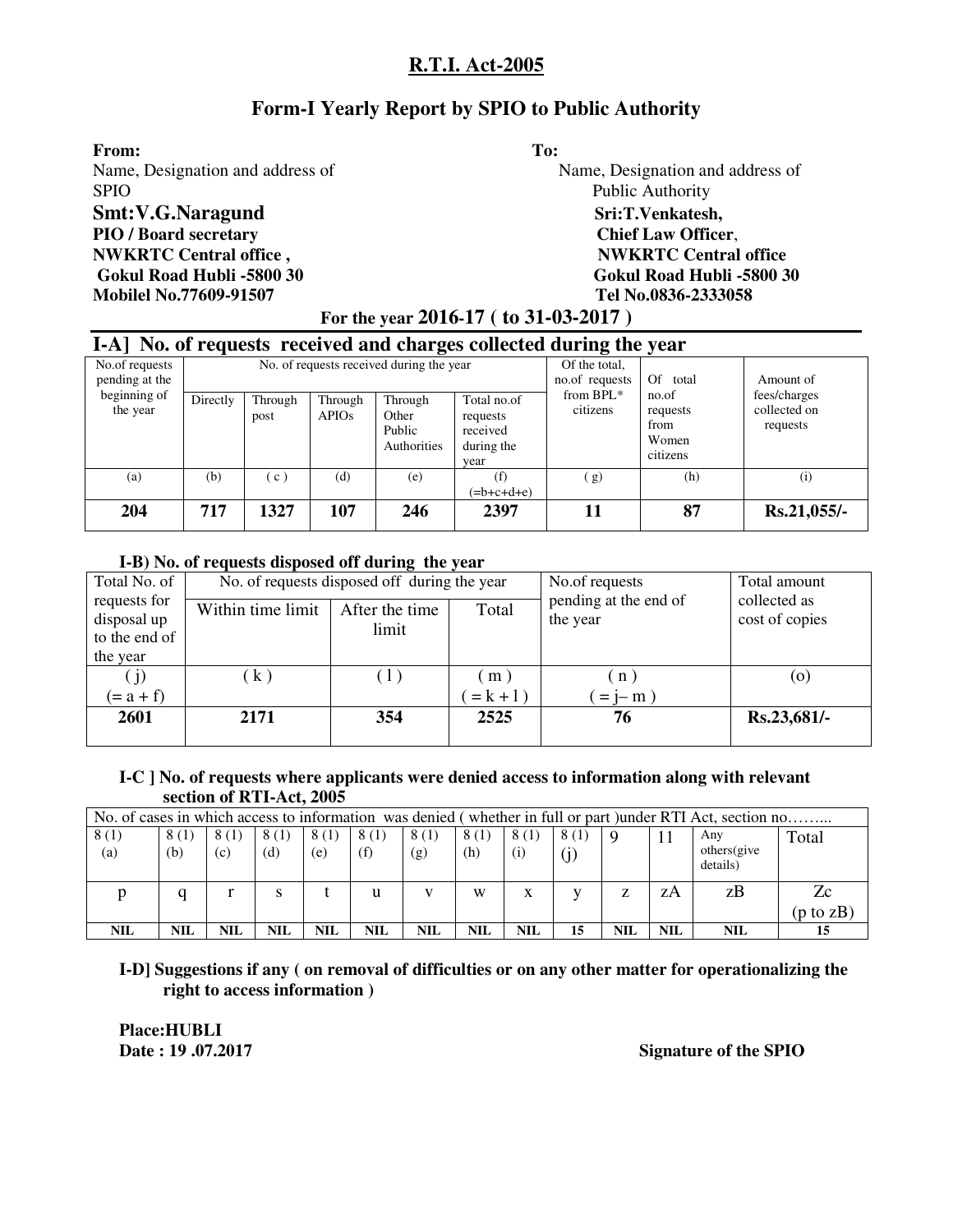# R.T.I. Act-2005

## Form-I Yearly Report by SPIO to Public Authority

| **From:** | **To:** |
|---|---|
| Name, Designation and address of SPIO | Name, Designation and address of Public Authority |
| **Smt:V.G.Naragund** | **Sri:T.Venkatesh,** |
| **PIO / Board secretary** | **Chief Law Officer**, |
| **NWKRTC Central office ,** | **NWKRTC Central office** |
| **Gokul Road Hubli -5800 30** | **Gokul Road Hubli -5800 30** |
| **Mobilel No.77609-91507** | **Tel No.0836-2333058** |

**For the year 2016-17 ( to 31-03-2017 )**

### I-A] No. of requests received and charges collected during the year

| No.of requests pending at the beginning of the year | No. of requests received during the year | | | | | Of the total, no.of requests from BPL* citizens | Of total no.of requests from Women citizens | Amount of fees/charges collected on requests |
|---|---|---|---|---|---|---|---|---|
| | Directly | Through post | Through APIOs | Through Other Public Authorities | Total no.of requests received during the year | | | |
| (a) | (b) | ( c ) | (d) | (e) | (f) (=b+c+d+e) | ( g) | (h) | (i) |
| **204** | **717** | **1327** | **107** | **246** | **2397** | **11** | **87** | **Rs.21,055/-** |

### I-B) No. of requests disposed off during the year

| Total No. of requests for disposal up to the end of the year | No. of requests disposed off during the year | | | No.of requests pending at the end of the year | Total amount collected as cost of copies |
|---|---|---|---|---|---|
| | Within time limit | After the time limit | Total | | |
| ( j) (= a + f) | ( k ) | ( l ) | ( m ) ( = k + l ) | ( n ) ( = j– m ) | (o) |
| **2601** | **2171** | **354** | **2525** | **76** | **Rs.23,681/-** |

### I-C ] No. of requests where applicants were denied access to information along with relevant section of RTI-Act, 2005

| No. of cases in which access to information was denied ( whether in full or part )under RTI Act, section no……... | | | | | | | | | | | | | |
|---|---|---|---|---|---|---|---|---|---|---|---|---|---|
| 8 (1) (a) | 8 (1) (b) | 8 (1) (c) | 8 (1) (d) | 8 (1) (e) | 8 (1) (f) | 8 (1) (g) | 8 (1) (h) | 8 (1) (i) | 8 (1) (j) | 9 | 11 | Any others(give details) | Total |
| p | q | r | s | t | u | v | w | x | y | z | zA | zB | Zc (p to zB) |
| **NIL** | **NIL** | **NIL** | **NIL** | **NIL** | **NIL** | **NIL** | **NIL** | **NIL** | **15** | **NIL** | **NIL** | **NIL** | **15** |

### I-D] Suggestions if any ( on removal of difficulties or on any other matter for operationalizing the right to access information )

**Place:HUBLI**

**Date : 19 .07.2017** **Signature of the SPIO**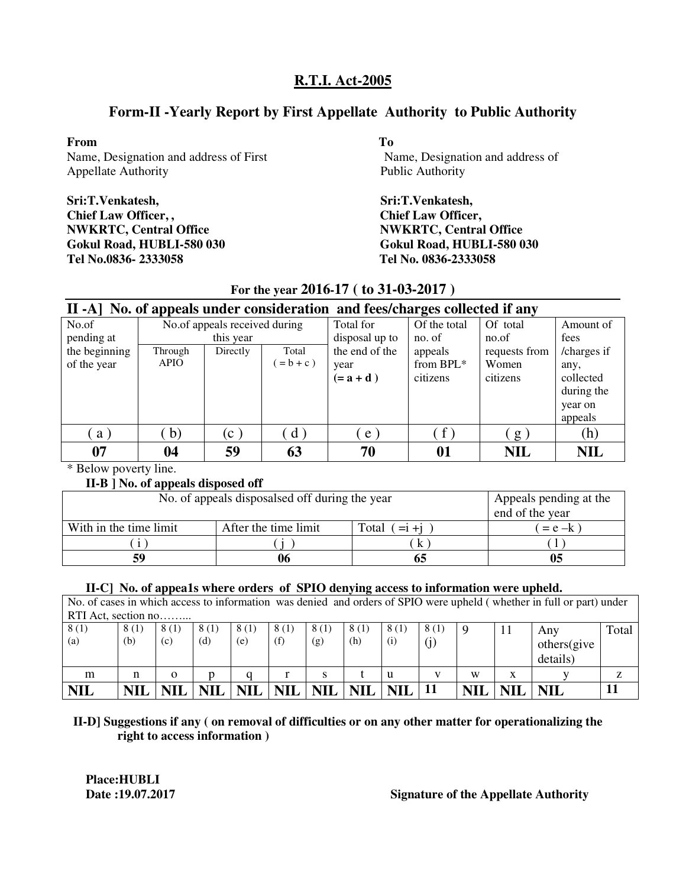# R.T.I. Act-2005

## Form-II -Yearly Report by First Appellate Authority to Public Authority

**From**
Name, Designation and address of First Appellate Authority

**Sri:T.Venkatesh,**
**Chief Law Officer, ,**
**NWKRTC, Central Office**
**Gokul Road, HUBLI-580 030**
**Tel No.0836- 2333058**

**To**
Name, Designation and address of Public Authority

**Sri:T.Venkatesh,**
**Chief Law Officer,**
**NWKRTC, Central Office**
**Gokul Road, HUBLI-580 030**
**Tel No. 0836-2333058**

**For the year 2016-17 ( to 31-03-2017 )**

### II -A] No. of appeals under consideration and fees/charges collected if any

| No.of pending at the beginning of the year | No.of appeals received during this year | | | Total for disposal up to the end of the year (= a + d ) | Of the total no. of appeals from BPL* citizens | Of total no.of requests from Women citizens | Amount of fees /charges if any, collected during the year on appeals |
|---|---|---|---|---|---|---|---|
| | Through APIO | Directly | Total ( = b + c ) | | | | |
| ( a ) | ( b) | (c ) | ( d ) | ( e ) | ( f ) | ( g ) | (h) |
| **07** | **04** | **59** | **63** | **70** | **01** | **NIL** | **NIL** |

* Below poverty line.

### II-B ] No. of appeals disposed off

| No. of appeals disposalsed off during the year | | | Appeals pending at the end of the year |
|---|---|---|---|
| With in the time limit | After the time limit | Total ( =i +j ) | ( = e –k ) |
| ( i ) | ( j ) | ( k ) | ( l ) |
| **59** | **06** | **65** | **05** |

### II-C] No. of appea1s where orders of SPIO denying access to information were upheld.

| No. of cases in which access to information was denied and orders of SPIO were upheld ( whether in full or part) under RTI Act, section no…….. | | | | | | | | | | | | | |
|---|---|---|---|---|---|---|---|---|---|---|---|---|---|
| 8 (1) (a) | 8 (1) (b) | 8 (1) (c) | 8 (1) (d) | 8 (1) (e) | 8 (1) (f) | 8 (1) (g) | 8 (1) (h) | 8 (1) (i) | 8 (1) (j) | 9 | 11 | Any others(give details) | Total |
| m | n | o | p | q | r | s | t | u | v | w | x | y | z |
| **NIL** | **NIL** | **NIL** | **NIL** | **NIL** | **NIL** | **NIL** | **NIL** | **NIL** | **11** | **NIL** | **NIL** | **NIL** | **11** |

### II-D] Suggestions if any ( on removal of difficulties or on any other matter for operationalizing the right to access information )

**Place:HUBLI**
**Date :19.07.2017**

**Signature of the Appellate Authority**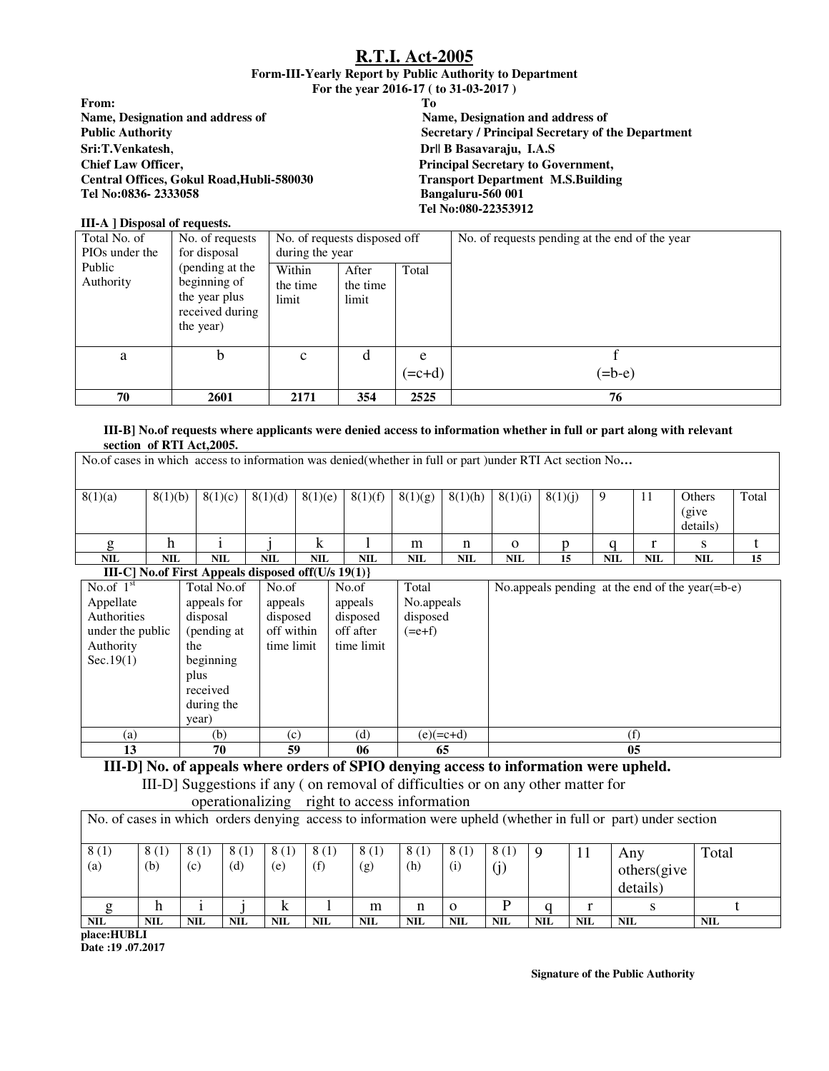# R.T.I. Act-2005

**Form-III-Yearly Report by Public Authority to Department**
**For the year 2016-17 ( to 31-03-2017 )**

**From:**
**Name, Designation and address of Public Authority**
**Sri:T.Venkatesh,**
**Chief Law Officer,**
**Central Offices, Gokul Road,Hubli-580030**
**Tel No:0836- 2333058**

**To**
**Name, Designation and address of Secretary / Principal Secretary of the Department**
**Dr|| B Basavaraju, I.A.S**
**Principal Secretary to Government,**
**Transport Department M.S.Building**
**Bangaluru-560 001**
**Tel No:080-22353912**

**III-A ] Disposal of requests.**

| Total No. of PIOs under the Public Authority | No. of requests for disposal (pending at the beginning of the year plus received during the year) | No. of requests disposed off during the year | | | No. of requests pending at the end of the year |
|---|---|---|---|---|---|
| | | Within the time limit | After the time limit | Total | |
| a | b | c | d | e (=c+d) | f (=b-e) |
| **70** | **2601** | **2171** | **354** | **2525** | **76** |

**III-B] No.of requests where applicants were denied access to information whether in full or part along with relevant section of RTI Act,2005.**

| No.of cases in which access to information was denied(whether in full or part )under RTI Act section No… | | | | | | | | | | | | | |
|---|---|---|---|---|---|---|---|---|---|---|---|---|---|
| 8(1)(a) | 8(1)(b) | 8(1)(c) | 8(1)(d) | 8(1)(e) | 8(1)(f) | 8(1)(g) | 8(1)(h) | 8(1)(i) | 8(1)(j) | 9 | 11 | Others (give details) | Total |
| g | h | i | j | k | l | m | n | o | p | q | r | s | t |
| **NIL** | **NIL** | **NIL** | **NIL** | **NIL** | **NIL** | **NIL** | **NIL** | **NIL** | **15** | **NIL** | **NIL** | **NIL** | **15** |

**III-C] No.of First Appeals disposed off(U/s 19(1)}**

| No.of 1st Appellate Authorities under the public Authority Sec.19(1) | Total No.of appeals for disposal (pending at the beginning plus received during the year) | No.of appeals disposed off within time limit | No.of appeals disposed off after time limit | Total No.appeals disposed (=e+f) | No.appeals pending at the end of the year(=b-e) |
|---|---|---|---|---|---|
| (a) | (b) | (c) | (d) | (e)(=c+d) | (f) |
| **13** | **70** | **59** | **06** | **65** | **05** |

**III-D] No. of appeals where orders of SPIO denying access to information were upheld.**

III-D] Suggestions if any ( on removal of difficulties or on any other matter for operationalizing right to access information

| No. of cases in which orders denying access to information were upheld (whether in full or part) under section | | | | | | | | | | | | | |
|---|---|---|---|---|---|---|---|---|---|---|---|---|---|
| 8 (1) (a) | 8 (1) (b) | 8 (1) (c) | 8 (1) (d) | 8 (1) (e) | 8 (1) (f) | 8 (1) (g) | 8 (1) (h) | 8 (1) (i) | 8 (1) (j) | 9 | 11 | Any others(give details) | Total |
| g | h | i | j | k | l | m | n | o | P | q | r | s | t |
| **NIL** | **NIL** | **NIL** | **NIL** | **NIL** | **NIL** | **NIL** | **NIL** | **NIL** | **NIL** | **NIL** | **NIL** | **NIL** | **NIL** |

**place:HUBLI**
**Date :19 .07.2017**

**Signature of the Public Authority**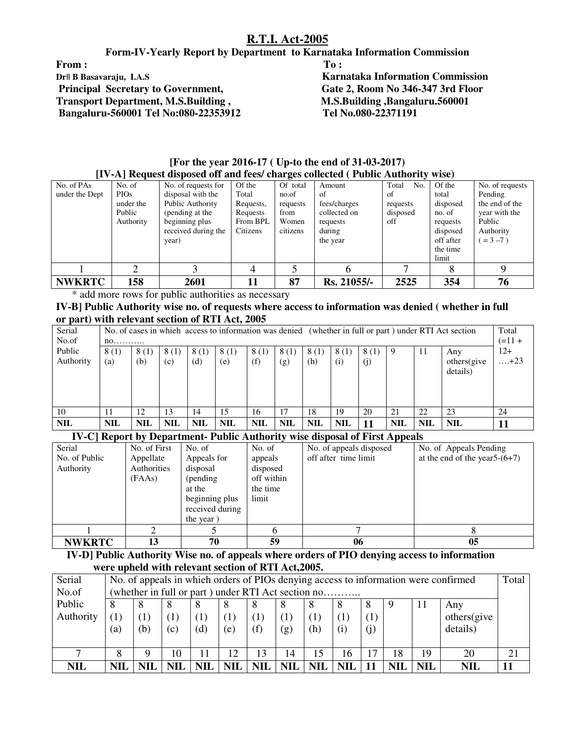# R.T.I. Act-2005

## Form-IV-Yearly Report by Department to Karnataka Information Commission

**From :**
**Dr|| B Basavaraju, I.A.S**
**Principal Secretary to Government,**
**Transport Department, M.S.Building ,**
**Bangaluru-560001 Tel No:080-22353912**

**To :**
**Karnataka Information Commission**
**Gate 2, Room No 346-347 3rd Floor**
**M.S.Building ,Bangaluru.560001**
**Tel No.080-22371191**

**[For the year 2016-17 ( Up-to the end of 31-03-2017)**

**[IV-A] Request disposed off and fees/ charges collected ( Public Authority wise)**

| No. of PAs under the Dept | No. of PIOs under the Public Authority | No. of requests for disposal with the Public Authority (pending at the beginning plus received during the year) | Of the Total Requests, Requests From BPL Citizens | Of total no.of requests from Women citizens | Amount of fees/charges collected on requests during the year | Total No. of requests disposed off | Of the total disposed no. of requests disposed off after the time limit | No. of requests Pending the end of the year with the Public Authority ( = 3 –7 ) |
|---|---|---|---|---|---|---|---|---|
| 1 | 2 | 3 | 4 | 5 | 6 | 7 | 8 | 9 |
| **NWKRTC** | **158** | **2601** | **11** | **87** | **Rs. 21055/-** | **2525** | **354** | **76** |

\* add more rows for public authorities as necessary

**IV-B] Public Authority wise no. of requests where access to information was denied ( whether in full or part) with relevant section of RTI Act, 2005**

| Serial No.of Public Authority | No. of cases in whieh access to information was denied (whether in full or part ) under RTI Act section no……….. | | | | | | | | | | | | | Total (=11 + 12+ ….+23 |
|---|---|---|---|---|---|---|---|---|---|---|---|---|---|---|
| | 8 (1) (a) | 8 (1) (b) | 8 (1) (c) | 8 (1) (d) | 8 (1) (e) | 8 (1) (f) | 8 (1) (g) | 8 (1) (h) | 8 (1) (i) | 8 (1) (j) | 9 | 11 | Any others(give details) | |
| 10 | 11 | 12 | 13 | 14 | 15 | 16 | 17 | 18 | 19 | 20 | 21 | 22 | 23 | 24 |
| **NIL** | **NIL** | **NIL** | **NIL** | **NIL** | **NIL** | **NIL** | **NIL** | **NIL** | **NIL** | **11** | **NIL** | **NIL** | **NIL** | **11** |

**IV-C] Report by Department- Public Authority wise disposal of First Appeals**

| Serial No. of Public Authority | No. of First Appellate Authorities (FAAs) | No. of Appeals for disposal (pending at the beginning plus received during the year ) | No. of appeals disposed off within the time limit | No. of appeals disposed off after time limit | No. of Appeals Pending at the end of the year5-(6+7) |
|---|---|---|---|---|---|
| 1 | 2 | 5 | 6 | 7 | 8 |
| **NWKRTC** | **13** | **70** | **59** | **06** | **05** |

**IV-D] Public Authority Wise no. of appeals where orders of PIO denying access to information were upheld with relevant section of RTI Act,2005.**

| Serial No.of Public Authority | No. of appeals in whieh orders of PIOs denying access to information were confirmed (whether in full or part ) under RTI Act section no……….. | | | | | | | | | | | | | Total |
|---|---|---|---|---|---|---|---|---|---|---|---|---|---|---|
| | 8 (1) (a) | 8 (1) (b) | 8 (1) (c) | 8 (1) (d) | 8 (1) (e) | 8 (1) (f) | 8 (1) (g) | 8 (1) (h) | 8 (1) (i) | 8 (1) (j) | 9 | 11 | Any others(give details) | |
| 7 | 8 | 9 | 10 | 11 | 12 | 13 | 14 | 15 | 16 | 17 | 18 | 19 | 20 | 21 |
| **NIL** | **NIL** | **NIL** | **NIL** | **NIL** | **NIL** | **NIL** | **NIL** | **NIL** | **NIL** | **11** | **NIL** | **NIL** | **NIL** | **11** |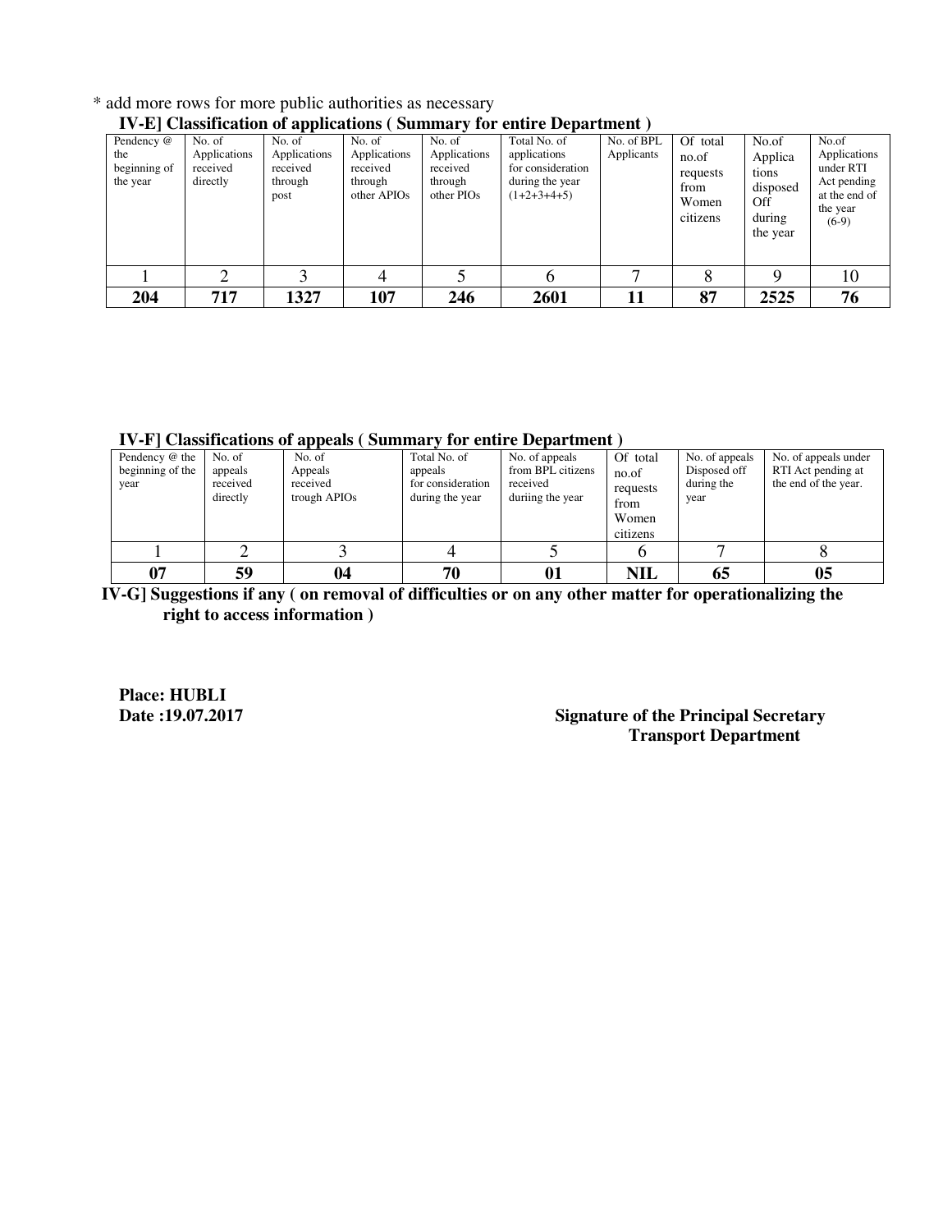* add more rows for more public authorities as necessary

**IV-E] Classification of applications ( Summary for entire Department )**

| Pendency @ the beginning of the year | No. of Applications received directly | No. of Applications received through post | No. of Applications received through other APIOs | No. of Applications received through other PIOs | Total No. of applications for consideration during the year (1+2+3+4+5) | No. of BPL Applicants | Of total no.of requests from Women citizens | No.of Applica tions disposed Off during the year | No.of Applications under RTI Act pending at the end of the year (6-9) |
|---|---|---|---|---|---|---|---|---|---|
| 1 | 2 | 3 | 4 | 5 | 6 | 7 | 8 | 9 | 10 |
| **204** | **717** | **1327** | **107** | **246** | **2601** | **11** | **87** | **2525** | **76** |

**IV-F] Classifications of appeals ( Summary for entire Department )**

| Pendency @ the beginning of the year | No. of appeals received directly | No. of Appeals received trough APIOs | Total No. of appeals for consideration during the year | No. of appeals from BPL citizens received duriing the year | Of total no.of requests from Women citizens | No. of appeals Disposed off during the year | No. of appeals under RTI Act pending at the end of the year. |
|---|---|---|---|---|---|---|---|
| 1 | 2 | 3 | 4 | 5 | 6 | 7 | 8 |
| **07** | **59** | **04** | **70** | **01** | **NIL** | **65** | **05** |

**IV-G] Suggestions if any ( on removal of difficulties or on any other matter for operationalizing the right to access information )**

**Place: HUBLI**
**Date :19.07.2017**

**Signature of the Principal Secretary**
**Transport Department**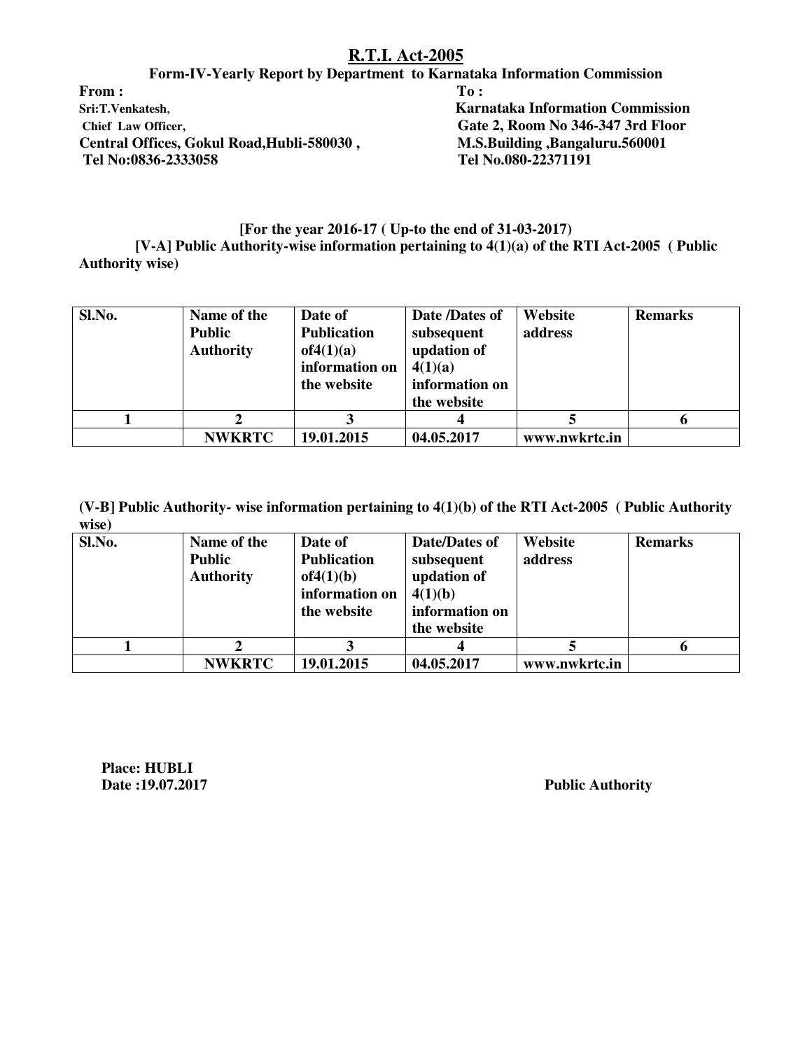# R.T.I. Act-2005

**Form-IV-Yearly Report by Department to Karnataka Information Commission**

**From :**
**Sri:T.Venkatesh,**
**Chief Law Officer,**
**Central Offices, Gokul Road,Hubli-580030 ,**
**Tel No:0836-2333058**

**To :**
**Karnataka Information Commission**
**Gate 2, Room No 346-347 3rd Floor**
**M.S.Building ,Bangaluru.560001**
**Tel No.080-22371191**

**[For the year 2016-17 ( Up-to the end of 31-03-2017)**

**[V-A] Public Authority-wise information pertaining to 4(1)(a) of the RTI Act-2005 ( Public Authority wise)**

| Sl.No. | Name of the Public Authority | Date of Publication of4(1)(a) information on the website | Date /Dates of subsequent updation of 4(1)(a) information on the website | Website address | Remarks |
|---|---|---|---|---|---|
| 1 | 2 | 3 | 4 | 5 | 6 |
| | NWKRTC | 19.01.2015 | 04.05.2017 | www.nwkrtc.in | |

**(V-B] Public Authority- wise information pertaining to 4(1)(b) of the RTI Act-2005 ( Public Authority wise)**

| Sl.No. | Name of the Public Authority | Date of Publication of4(1)(b) information on the website | Date/Dates of subsequent updation of 4(1)(b) information on the website | Website address | Remarks |
|---|---|---|---|---|---|
| 1 | 2 | 3 | 4 | 5 | 6 |
| | NWKRTC | 19.01.2015 | 04.05.2017 | www.nwkrtc.in | |

**Place: HUBLI**
**Date :19.07.2017**

**Public Authority**